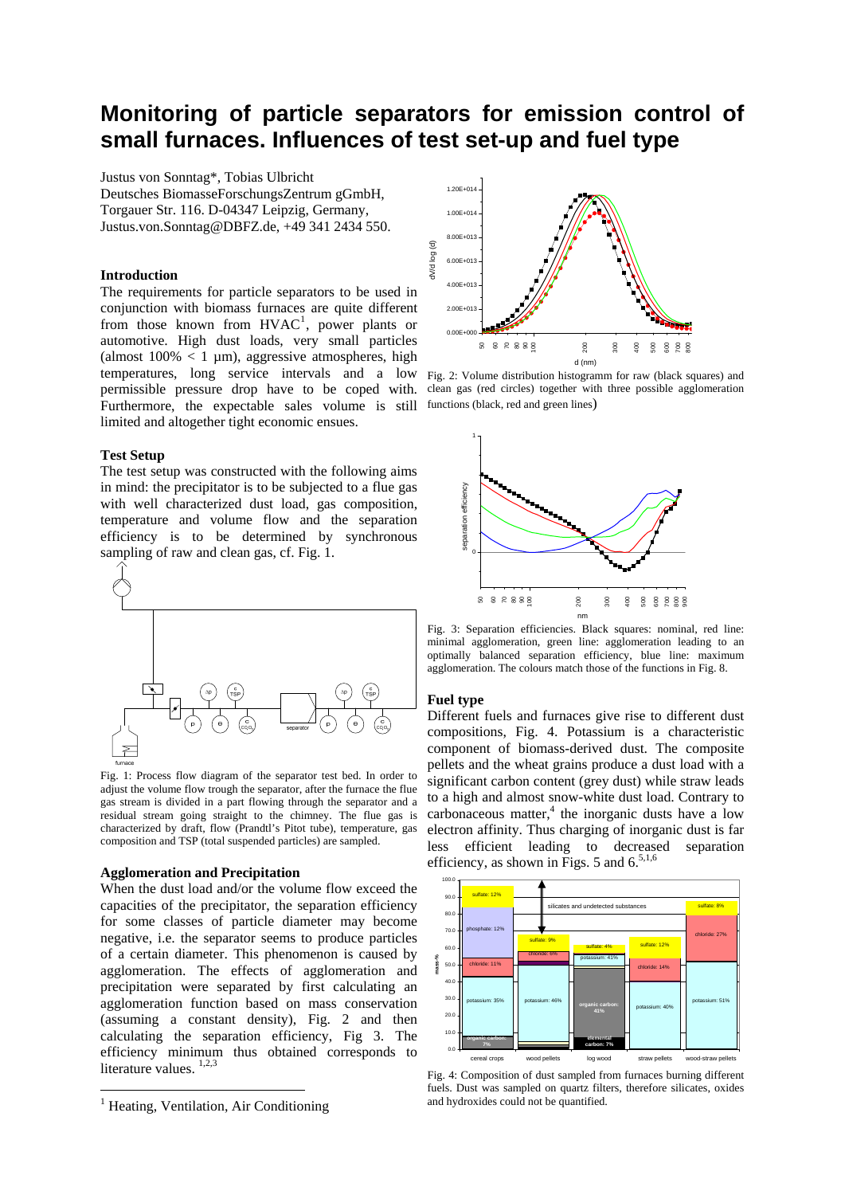# Monitoring of particle separators for emission control of small furnaces. Influences of test set-up and fuel type

Justus von Sonntag*, Tobias Ulbricht
Deutsches BiomasseForschungsZentrum gGmbH,
Torgauer Str. 116. D-04347 Leipzig, Germany,
Justus.von.Sonntag@DBFZ.de, +49 341 2434 550.

### Introduction

The requirements for particle separators to be used in conjunction with biomass furnaces are quite different from those known from HVAC[1], power plants or automotive. High dust loads, very small particles (almost 100% < 1 µm), aggressive atmospheres, high temperatures, long service intervals and a low permissible pressure drop have to be coped with. Furthermore, the expectable sales volume is still limited and altogether tight economic ensues.

### Test Setup

The test setup was constructed with the following aims in mind: the precipitator is to be subjected to a flue gas with well characterized dust load, gas composition, temperature and volume flow and the separation efficiency is to be determined by synchronous sampling of raw and clean gas, cf. Fig. 1.

Fig. 1: Process flow diagram of the separator test bed. In order to adjust the volume flow trough the separator, after the furnace the flue gas stream is divided in a part flowing through the separator and a residual stream going straight to the chimney. The flue gas is characterized by draft, flow (Prandtl's Pitot tube), temperature, gas composition and TSP (total suspended particles) are sampled.

### Agglomeration and Precipitation

When the dust load and/or the volume flow exceed the capacities of the precipitator, the separation efficiency for some classes of particle diameter may become negative, i.e. the separator seems to produce particles of a certain diameter. This phenomenon is caused by agglomeration. The effects of agglomeration and precipitation were separated by first calculating an agglomeration function based on mass conservation (assuming a constant density), Fig. 2 and then calculating the separation efficiency, Fig 3. The efficiency minimum thus obtained corresponds to literature values. [1,2,3]

Fig. 2: Volume distribution histogramm for raw (black squares) and clean gas (red circles) together with three possible agglomeration functions (black, red and green lines)

Fig. 3: Separation efficiencies. Black squares: nominal, red line: minimal agglomeration, green line: agglomeration leading to an optimally balanced separation efficiency, blue line: maximum agglomeration. The colours match those of the functions in Fig. 8.

### Fuel type

Different fuels and furnaces give rise to different dust compositions, Fig. 4. Potassium is a characteristic component of biomass-derived dust. The composite pellets and the wheat grains produce a dust load with a significant carbon content (grey dust) while straw leads to a high and almost snow-white dust load. Contrary to carbonaceous matter,[4] the inorganic dusts have a low electron affinity. Thus charging of inorganic dust is far less efficient leading to decreased separation efficiency, as shown in Figs. 5 and 6.[5,1,6]

Fig. 4: Composition of dust sampled from furnaces burning different fuels. Dust was sampled on quartz filters, therefore silicates, oxides and hydroxides could not be quantified.

[1] Heating, Ventilation, Air Conditioning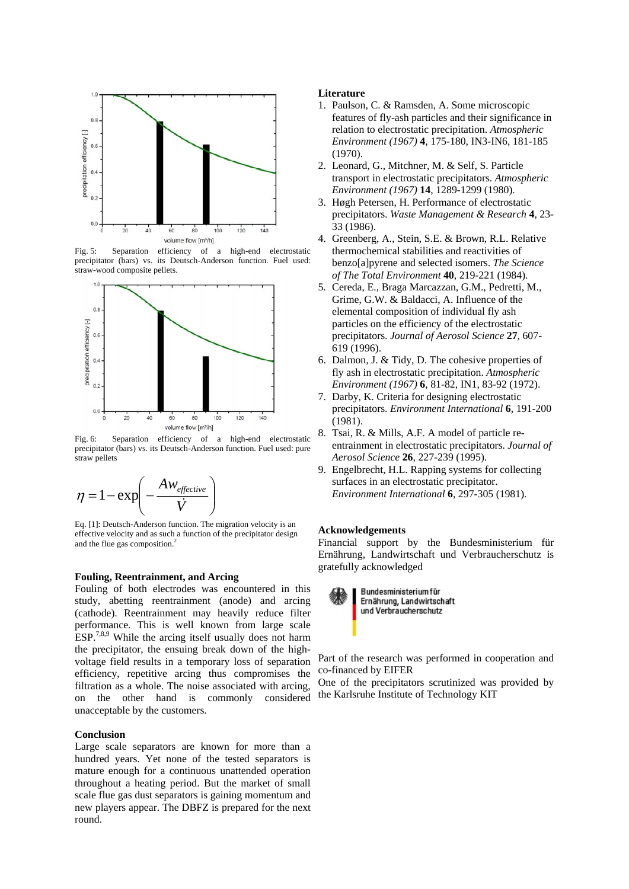Fig. 5: Separation efficiency of a high-end electrostatic precipitator (bars) vs. its Deutsch-Anderson function. Fuel used: straw-wood composite pellets.

Fig. 6: Separation efficiency of a high-end electrostatic precipitator (bars) vs. its Deutsch-Anderson function. Fuel used: pure straw pellets

$$\eta = 1 - \exp\left(-\frac{A w_{effective}}{\dot{V}}\right)$$

Eq. [1]: Deutsch-Anderson function. The migration velocity is an effective velocity and as such a function of the precipitator design and the flue gas composition.[2]

### Fouling, Reentrainment, and Arcing

Fouling of both electrodes was encountered in this study, abetting reentrainment (anode) and arcing (cathode). Reentrainment may heavily reduce filter performance. This is well known from large scale ESP.[7,8,9] While the arcing itself usually does not harm the precipitator, the ensuing break down of the high-voltage field results in a temporary loss of separation efficiency, repetitive arcing thus compromises the filtration as a whole. The noise associated with arcing, on the other hand is commonly considered unacceptable by the customers.

### Conclusion

Large scale separators are known for more than a hundred years. Yet none of the tested separators is mature enough for a continuous unattended operation throughout a heating period. But the market of small scale flue gas dust separators is gaining momentum and new players appear. The DBFZ is prepared for the next round.

### Literature

1. Paulson, C. & Ramsden, A. Some microscopic features of fly-ash particles and their significance in relation to electrostatic precipitation. *Atmospheric Environment (1967)* **4**, 175-180, IN3-IN6, 181-185 (1970).
2. Leonard, G., Mitchner, M. & Self, S. Particle transport in electrostatic precipitators. *Atmospheric Environment (1967)* **14**, 1289-1299 (1980).
3. Høgh Petersen, H. Performance of electrostatic precipitators. *Waste Management & Research* **4**, 23-33 (1986).
4. Greenberg, A., Stein, S.E. & Brown, R.L. Relative thermochemical stabilities and reactivities of benzo[a]pyrene and selected isomers. *The Science of The Total Environment* **40**, 219-221 (1984).
5. Cereda, E., Braga Marcazzan, G.M., Pedretti, M., Grime, G.W. & Baldacci, A. Influence of the elemental composition of individual fly ash particles on the efficiency of the electrostatic precipitators. *Journal of Aerosol Science* **27**, 607-619 (1996).
6. Dalmon, J. & Tidy, D. The cohesive properties of fly ash in electrostatic precipitation. *Atmospheric Environment (1967)* **6**, 81-82, IN1, 83-92 (1972).
7. Darby, K. Criteria for designing electrostatic precipitators. *Environment International* **6**, 191-200 (1981).
8. Tsai, R. & Mills, A.F. A model of particle re-entrainment in electrostatic precipitators. *Journal of Aerosol Science* **26**, 227-239 (1995).
9. Engelbrecht, H.L. Rapping systems for collecting surfaces in an electrostatic precipitator. *Environment International* **6**, 297-305 (1981).

### Acknowledgements

Financial support by the Bundesministerium für Ernährung, Landwirtschaft und Verbraucherschutz is gratefully acknowledged

Bundesministerium für Ernährung, Landwirtschaft und Verbraucherschutz

Part of the research was performed in cooperation and co-financed by EIFER

One of the precipitators scrutinized was provided by the Karlsruhe Institute of Technology KIT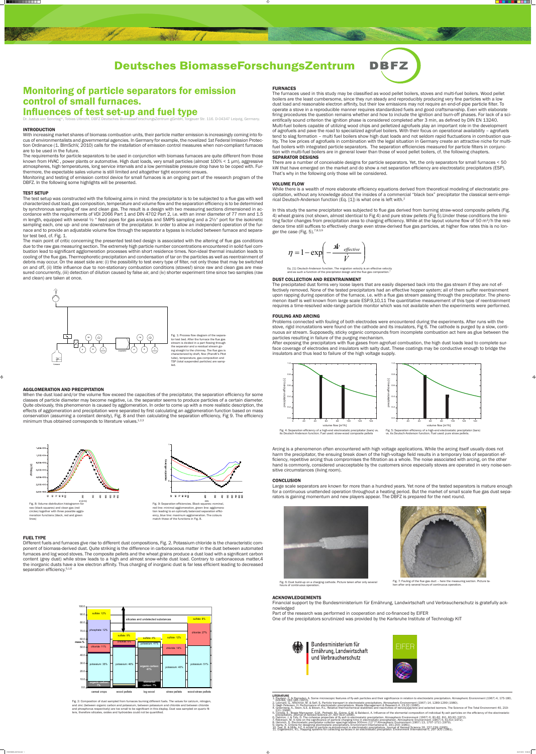# Deutsches BiomasseForschungsZentrum

DBFZ

# Monitoring of particle separators for emission control of small furnaces. Influences of test set-up and fuel type

Dr. Justus von Sonntag*, Tobias Ulbricht. DBFZ Deutsches BiomasseForschungsZentrum gGmbH, Torgauer Str. 116. D-04347 Leipzig, Germany.

## INTRODUCTION

With increasing market shares of biomass combustion units, their particle matter emission is increasingly coming into focus of environmentalists and governmental agencies. In Germany for example, the novelized 1st Federal Imission Protection Ordinance (1. BImSchV, 2010) calls for the installation of emission control measures when non-compliant furnaces are to be used in the future.

The requirements for particle separators to be used in conjunction with biomass furnaces are quite different from those known from HVAC , power plants or automotive. High dust loads, very small particles (almost 100% < 1 µm), aggressive atmospheres, high temperatures, long service intervals and a low permissible pressure drop have to be coped with. Furthermore, the expectable sales volume is still limited and altogether tight economic ensues.

Monitoring and testing of emission control device for small furnaces is an ongoing part of the research program of the DBFZ. In the following some highlights will be presented.

## TEST SETUP

The test setup was constructed with the following aims in mind: the precipitator is to be subjected to a flue gas with well characterized dust load, gas composition, temperature and volume flow and the separation efficiency is to be determined by synchronous sampling of raw and clean gas. The result is a design with two measuring sections dimensioned in accordance with the requirements of VDI 2066 Part 1 and DIN 4702 Part 2, i.e. with an inner diameter of 77 mm and 1.5 m length, equipped with several ½ " feed pipes for gas analysis and SMPS sampling and a 2½" port for the isokinetic sampling each, one up- and one downstream of the precipitator. In order to allow an independent operation of the furnace and to provide an adjustable volume flow through the separator a bypass is included between furnace and separator test bed, cf. Fig. 1.

The main point of critic concerning the presented test-bed design is associated with the altering of flue gas conditions due to the raw gas measuring section. The extremely high particle number concentrations encountered in solid fuel combustion lead to significant agglomeration processes within short residence times. Non-ideal thermal insulation leads to cooling of the flue gas. Thermophoretic precipitation and condensation of tar on the particles as well as reentrainment of debris may occur. On the asset side are: (i) the possibility to test every type of filter, not only those that may be switched on and off, (ii) little influence due to non-stationary combustion conditions (stoves!) since raw and clean gas are measured concurrently, (iii) detection of dilution caused by false air, and (iv) shorter experiment time since two samples (raw and clean) are taken at once.

furnace

separator

Fig. 1: Process flow diagram of the separator test bed. After the furnace the flue gas stream is divided in a part flowing through the separator and a residual stream going straight to the chimney. The flue gas is characterized by draft, flow (Prandtl's Pitot tube), temperature, gas composition and TSP (total suspended particles) are sampled.

## AGGLOMERATION AND PRECIPITATION

When the dust load and/or the volume flow exceed the capacities of the precipitator, the separation efficiency for some classes of particle diameter may become negative, i.e. the separator seems to produce particles of a certain diameter. Quite obviously, this phenomenon is caused by agglomeration. In order to come up with a more realistic description, the effects of agglomeration and precipitation were separated by first calculating an agglomeration function based on mass conservation (assuming a constant density), Fig. 8 and then calculating the separation efficiency, Fig 9. The efficiency minimum thus obtained corresponds to literature values.[1,2,3]

Fig. 8: Volume distribution histogramm for raw (black squares) and clean gas (red circles) together with three possible agglomeration functions (black, red and green lines)

Fig. 9: Separation efficiencies. Black squares: nominal, red line: minimal agglomeration, green line: agglomeration leading to an optimally balanced separation efficiency, blue line: maximum agglomeration. The colours match those of the functions in Fig. 8.

## FUEL TYPE

Different fuels and furnaces give rise to different dust compositions, Fig. 2. Potassium chloride is the characteristic component of biomass-derived dust. Quite striking is the difference in carbonaceous matter in the dust between automated furnaces and log wood stoves. The composite pellets and the wheat grains produce a dust load with a significant carbon content (grey dust) while straw leads to a high and almost snow-white dust load. Contrary to carbonaceous matter,4 the inorganic dusts have a low electron affinity. Thus charging of inorganic dust is far less efficient leading to decreased separation efficiency.[5,1,6]

mass-%

cereal crops: organic carbon: 7%, potassium: 38%, chloride: 11%, phosphate: 12%, sulfate: 12%

wood pellets: potassium: 46%, chloride: 6%, sulfate: 9%

log wood: elemental carbon: 7%, organic carbon: 41%, potassium: 41%, sulfate: 4%

straw pellets: potassium: 40%, chloride: 14%, sulfate: 12%

wood-straw pellets: potassium: 51%, chloride: 27%, sulfate: 8%

silicates and undetected substances

Fig. 2: Composition of dust sampled from furnaces burning different fuels. The values for calcium, nitrogen, and zinc (between organic carbon and potassium, between potassium and chloride and between chloride and phosphorus respectively) are too small to be significant in this display. Dust was sampled on quartz filters, therefore silicates, oxides and hydroxides could not be quantified.

## FURNACES

The furnaces used in this study may be classified as wood pellet boilers, stoves and multi-fuel boilers. Wood pellet boilers are the least cumbersome, since they run steady and reproducibly producing very fine particles with a low dust load and reasonable electron affinity, but their low emissions may not require an end-of-pipe particle filter. To operate a stove in a reproducible manner requires standardized fuels and good craftsmanship. Even with elaborate firing procedures the question remains whether and how to include the ignition and burn-off phases. For lack of a scientifically sound criterion the ignition phase is considered completed after 3 min, as defined by DIN EN 13240.

Multi-fuel boilers capable of utilizing wood chips and pelletized agrofuels play an important role in the development of agrofuels and pave the road to specialized agrofuel boilers. With their focus on operational availability – agrofuels tend to slag formation – multi fuel boilers show high dust loads and not seldom rapid fluctuations in combustion quality. The low prices of agrofuels in combination with the legal situation in Germany create an attractive niche for multi-fuel boilers with integrated particle separators. The separation efficiencies measured for particle filters in conjunction with multi-fuel boilers are in general lower than those of wood pellet boilers, cf. the following chapters.

## SEPARATOR DESIGNS

There are a number of conceivable designs for particle separators. Yet, the only separators for small furnaces < 50 kW that have emerged on the market and do show a net separation efficiency are electrostatic precipitators (ESP). That's why in the following only those will be considered.

## VOLUME FLOW

While there is a wealth of more elaborate efficiency equations derived from theoretical modeling of electrostatic precipitation, without any knowledge about the insides of a commercial "black box" precipitator the classical semi-empirical Deutsch-Anderson function (Eq. [1]) is what one is left with.[2]

In this study the same precipitator was subjected to flue gas derived from burning straw-wood composite pellets (Fig. 4) wheat grains (not shown, almost identical to Fig 4) and pure straw pellets (Fig 5).Under these conditions the limiting factor changes from precipitation area to charging efficiency. While at the layout volume flow of 50 m³/h the residence time still suffices to effectively charge even straw-derived flue gas particles, at higher flow rates this is no longer the case (Fig. 5).[7,8,3,9]

$$\eta = 1 - \exp\left(-\frac{\mathcal{A}w_{effective}}{\dot{V}}\right)$$

Eq. [1]: Deutsch-Anderson function. The migration velocity is an effective velocity and as such a function of the precipitator design and the flue gas composition.[7]

## DUST COLLECTION AND REENTRAINMENT

The precipitated dust forms very loose layers that are easily dispersed back into the gas stream if they are not effectively removed. None of the tested precipitators had an effective hopper system; all of them suffer reentrainment upon rapping during operation of the furnace, i.e. with a flue gas stream passing through the precipitator. The phenomenon itself is well known from large scale ESP.9,10,11 The quantitative measurement of this type of reentrainment requires a time-resolved wide-range particle monitor which was not available when the experiments were performed.

## FOULING AND ARCING

Problems connected with fouling of both electrodes were encountered during the experiments. After runs with the stove, rigid incrustations were found on the cathode and its insulators, Fig 6. The cathode is purged by a slow, continuous air stream. Supposedly, sticky organic compounds from incomplete combustion act here as glue between the particles resulting in failure of the purging mechanism.

After exposing the precipitators with flue gases from agrofuel combustion, the high dust loads lead to complete surface coverage of electrodes and insulators with salty dust. These coatings may be conductive enough to bridge the insulators and thus lead to failure of the high voltage supply.

precipitation efficiency [-]

volume flow [m³/h]

Fig. 4: Separation efficiency of a high-end electrostatic precipitator (bars) vs. its Deutsch-Anderson function. Fuel used: straw-wood composite pellets

Fig. 5: Separation efficiency of a high-end electrostatic precipitator (bars) vs. its Deutsch-Anderson function. Fuel used: pure straw pellets.

Arcing is a phenomenon often encountered with high voltage applications. While the arcing itself usually does not harm the precipitator, the ensuing break down of the high-voltage field results in a temporary loss of separation efficiency, repetitive arcing thus compromises the filtration as a whole. The noise associated with arcing, on the other hand is commonly, considered unacceptable by the customers since especially stoves are operated in very noise-sensitive circumstances (living room).

## CONCLUSION

Large scale separators are known for more than a hundred years. Yet none of the tested separators is mature enough for a continuous unattended operation throughout a heating period. But the market of small scale flue gas dust separators is gaining momentum and new players appear. The DBFZ is prepared for the next round.

Fig. 6: Dust build-up on a charging cathode. Picture taken after only several hours of continuous operation.

Fig. 7: Fouling of the flue gas duct – here the measuring section. Picture taken after only several hours of continuous operation.

## ACKNOWLEDGEMENTS

Financial support by the Bundesministerium für Ernährung, Landwirtschaft und Verbraucherschutz is gratefully acknowledged

Part of the research was performed in cooperation and co-financed by EIFER

One of the precipitators scrutinized was provided by the Karlsruhe Institute of Technology KIT

Bundesministerium für Ernährung, Landwirtschaft und Verbraucherschutz

EIFER

## LITERATURE

1. Paulsen, F. & Ramsden, A. Some microscopic features of fly-ash particles and their significance in relation to electrostatic precipitation. Atmospheric Environment (1967) 4, 175-180, 182-185 (1970).
2. Leonard, G., Mitchner, M. & Self, S. Particle transport in electrostatic precipitators. Atmospheric Environment (1967) 14, 1289-1299 (1980).
3. Hegh Petersen, H. Performance of electrostatic precipitators. Waste Management & Research 4, 23-33 (1986).
4. Greenberg, A., Stein, S.E. & Brown, R.L. Relative thermochemical stabilities and reactivities of benzo[a]pyrene and selected isomers. The Science of The Total Environment 40, 219-221 (1984).
5. Cereda, E., Braga Marcazzan, G.M., Pedretti, M., Grime, G.W. & Baldacci, A. Influence of the elemental composition of individual fly ash particles on the efficiency of the electrostatic precipitators. Journal of Aerosol Science 27, 607-619 (1996).
6. Dalmon, J. & Tidy, D. The cohesive properties of fly ash in electrostatic precipitation. Atmospheric Environment (1967) 6, 81-82, IN1, 83-92 (1972).
7. Robinson, M. A note on the significance of particle charging time in electrostatic precipitation. Atmospheric Environment (1967) 6, 61-63 (1972).
8. Heinrich, D. Electrostatic precipitator collector spacings above 300mm (12"). Atmospheric Environment (1967) 13, 1707-1711 (1979).
9. Darby, K. Criteria for designing electrostatic precipitators. Environment International 6, 191-200 (1981).
10. Dua, S. & Ariman, T. A model of particle re-entrainment in electrostatic precipitators. Journal of Aerosol Science 26, 227-239 (1995).
11. Engelbrecht, H.L. Rapping systems for collecting surfaces in an electrostatic precipitator. Environment International 6, 297-305 (1981).